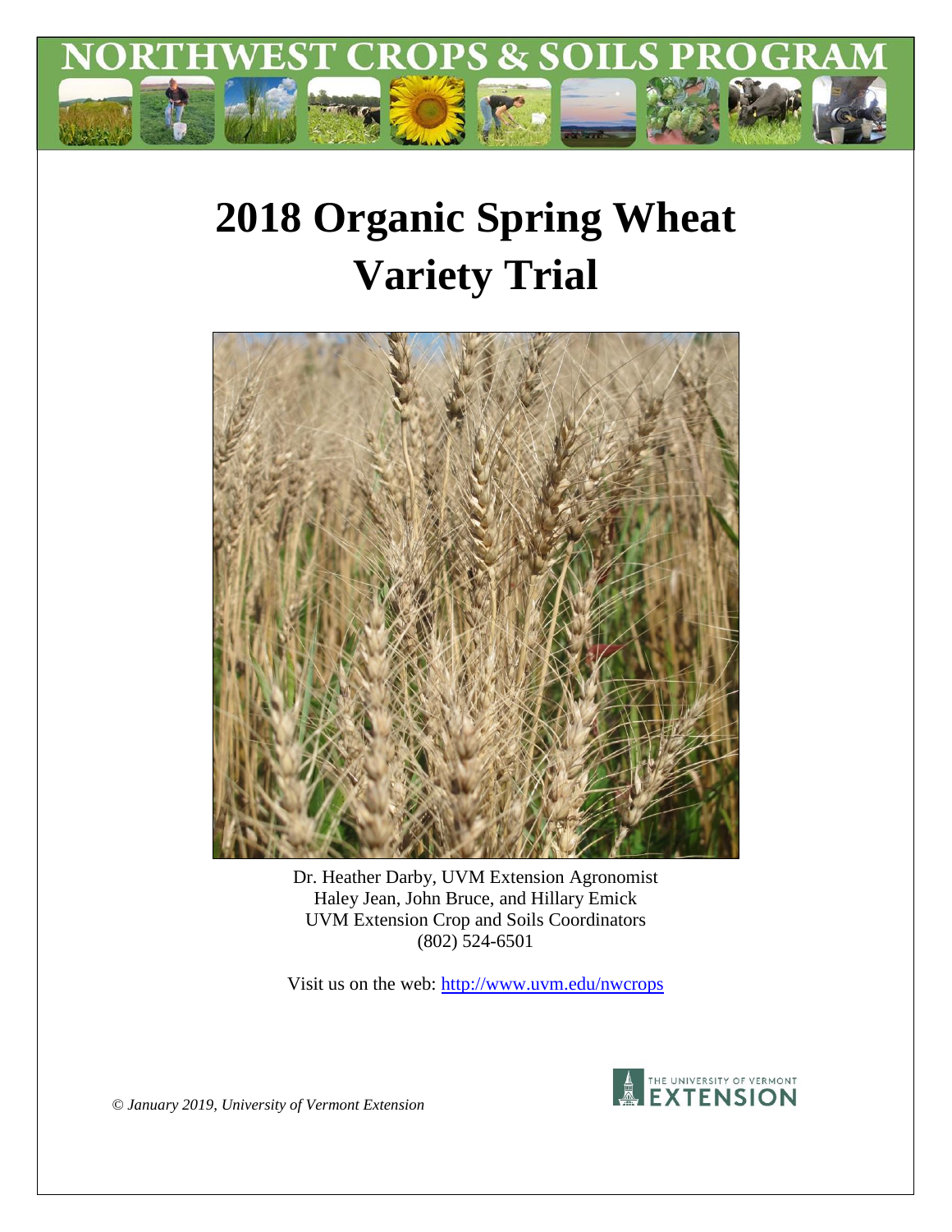NORTHWEST CROPS & SOILS PROGRAM

# 2018 Organic Spring Wheat Variety Trial

Dr. Heather Darby, UVM Extension Agronomist
Haley Jean, John Bruce, and Hillary Emick
UVM Extension Crop and Soils Coordinators
(802) 524-6501

Visit us on the web: http://www.uvm.edu/nwcrops

*© January 2019, University of Vermont Extension*

THE UNIVERSITY OF VERMONT EXTENSION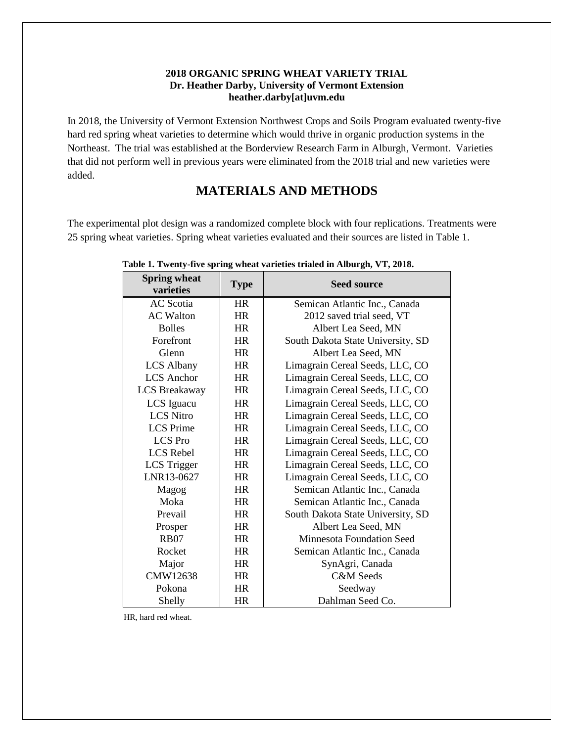**2018 ORGANIC SPRING WHEAT VARIETY TRIAL**
**Dr. Heather Darby, University of Vermont Extension**
**heather.darby[at]uvm.edu**

In 2018, the University of Vermont Extension Northwest Crops and Soils Program evaluated twenty-five hard red spring wheat varieties to determine which would thrive in organic production systems in the Northeast. The trial was established at the Borderview Research Farm in Alburgh, Vermont. Varieties that did not perform well in previous years were eliminated from the 2018 trial and new varieties were added.

## MATERIALS AND METHODS

The experimental plot design was a randomized complete block with four replications. Treatments were 25 spring wheat varieties. Spring wheat varieties evaluated and their sources are listed in Table 1.

**Table 1. Twenty-five spring wheat varieties trialed in Alburgh, VT, 2018.**

| Spring wheat varieties | Type | Seed source |
|---|---|---|
| AC Scotia | HR | Semican Atlantic Inc., Canada |
| AC Walton | HR | 2012 saved trial seed, VT |
| Bolles | HR | Albert Lea Seed, MN |
| Forefront | HR | South Dakota State University, SD |
| Glenn | HR | Albert Lea Seed, MN |
| LCS Albany | HR | Limagrain Cereal Seeds, LLC, CO |
| LCS Anchor | HR | Limagrain Cereal Seeds, LLC, CO |
| LCS Breakaway | HR | Limagrain Cereal Seeds, LLC, CO |
| LCS Iguacu | HR | Limagrain Cereal Seeds, LLC, CO |
| LCS Nitro | HR | Limagrain Cereal Seeds, LLC, CO |
| LCS Prime | HR | Limagrain Cereal Seeds, LLC, CO |
| LCS Pro | HR | Limagrain Cereal Seeds, LLC, CO |
| LCS Rebel | HR | Limagrain Cereal Seeds, LLC, CO |
| LCS Trigger | HR | Limagrain Cereal Seeds, LLC, CO |
| LNR13-0627 | HR | Limagrain Cereal Seeds, LLC, CO |
| Magog | HR | Semican Atlantic Inc., Canada |
| Moka | HR | Semican Atlantic Inc., Canada |
| Prevail | HR | South Dakota State University, SD |
| Prosper | HR | Albert Lea Seed, MN |
| RB07 | HR | Minnesota Foundation Seed |
| Rocket | HR | Semican Atlantic Inc., Canada |
| Major | HR | SynAgri, Canada |
| CMW12638 | HR | C&M Seeds |
| Pokona | HR | Seedway |
| Shelly | HR | Dahlman Seed Co. |

HR, hard red wheat.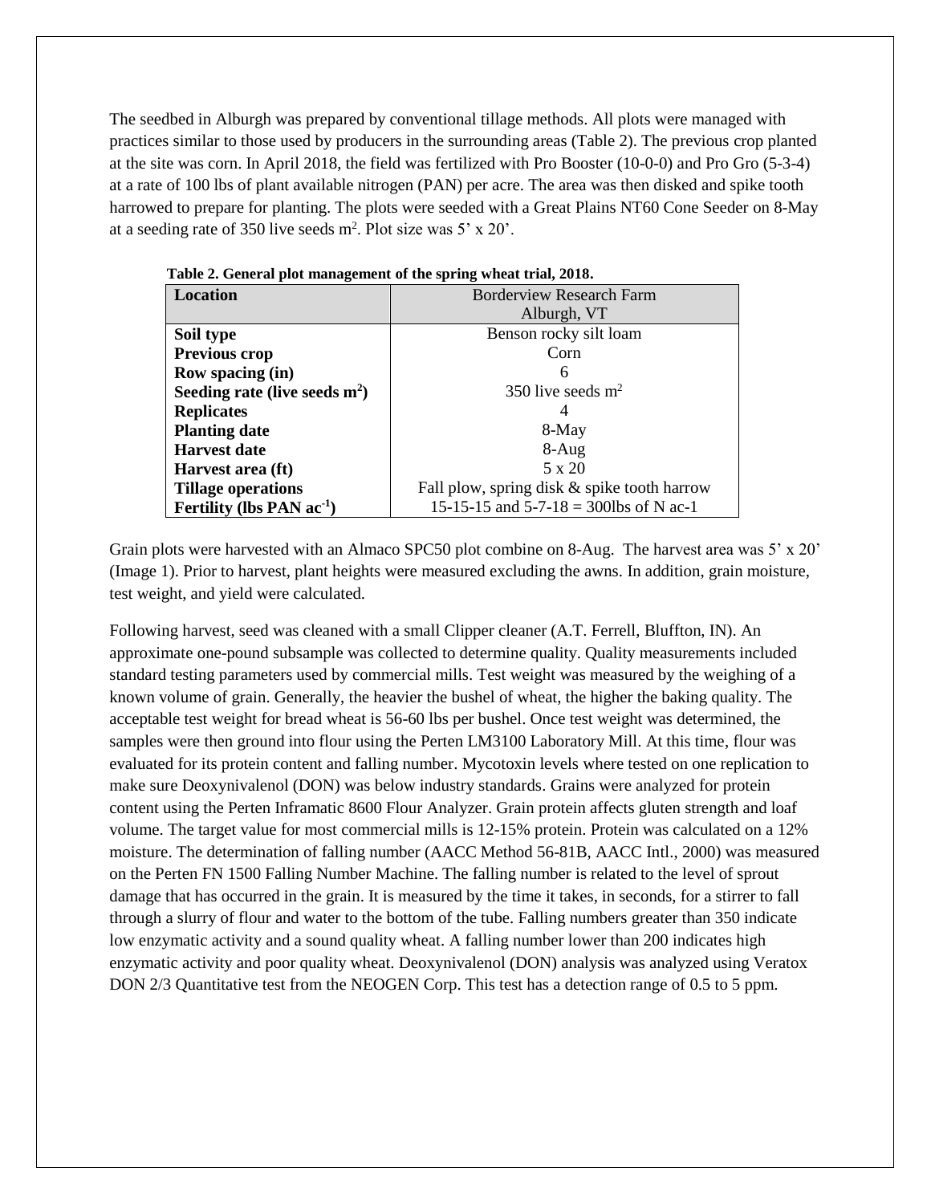The seedbed in Alburgh was prepared by conventional tillage methods. All plots were managed with practices similar to those used by producers in the surrounding areas (Table 2). The previous crop planted at the site was corn. In April 2018, the field was fertilized with Pro Booster (10-0-0) and Pro Gro (5-3-4) at a rate of 100 lbs of plant available nitrogen (PAN) per acre. The area was then disked and spike tooth harrowed to prepare for planting. The plots were seeded with a Great Plains NT60 Cone Seeder on 8-May at a seeding rate of 350 live seeds $m^2$. Plot size was 5' x 20'.

**Table 2. General plot management of the spring wheat trial, 2018.**

| Location | Borderview Research Farm Alburgh, VT |
|---|---|
| **Soil type** | Benson rocky silt loam |
| **Previous crop** | Corn |
| **Row spacing (in)** | 6 |
| **Seeding rate (live seeds $m^2$)** | 350 live seeds $m^2$ |
| **Replicates** | 4 |
| **Planting date** | 8-May |
| **Harvest date** | 8-Aug |
| **Harvest area (ft)** | 5 x 20 |
| **Tillage operations** | Fall plow, spring disk & spike tooth harrow |
| **Fertility (lbs PAN $ac^{-1}$)** | 15-15-15 and 5-7-18 = 300lbs of N ac-1 |

Grain plots were harvested with an Almaco SPC50 plot combine on 8-Aug. The harvest area was 5' x 20' (Image 1). Prior to harvest, plant heights were measured excluding the awns. In addition, grain moisture, test weight, and yield were calculated.

Following harvest, seed was cleaned with a small Clipper cleaner (A.T. Ferrell, Bluffton, IN). An approximate one-pound subsample was collected to determine quality. Quality measurements included standard testing parameters used by commercial mills. Test weight was measured by the weighing of a known volume of grain. Generally, the heavier the bushel of wheat, the higher the baking quality. The acceptable test weight for bread wheat is 56-60 lbs per bushel. Once test weight was determined, the samples were then ground into flour using the Perten LM3100 Laboratory Mill. At this time, flour was evaluated for its protein content and falling number. Mycotoxin levels where tested on one replication to make sure Deoxynivalenol (DON) was below industry standards. Grains were analyzed for protein content using the Perten Inframatic 8600 Flour Analyzer. Grain protein affects gluten strength and loaf volume. The target value for most commercial mills is 12-15% protein. Protein was calculated on a 12% moisture. The determination of falling number (AACC Method 56-81B, AACC Intl., 2000) was measured on the Perten FN 1500 Falling Number Machine. The falling number is related to the level of sprout damage that has occurred in the grain. It is measured by the time it takes, in seconds, for a stirrer to fall through a slurry of flour and water to the bottom of the tube. Falling numbers greater than 350 indicate low enzymatic activity and a sound quality wheat. A falling number lower than 200 indicates high enzymatic activity and poor quality wheat. Deoxynivalenol (DON) analysis was analyzed using Veratox DON 2/3 Quantitative test from the NEOGEN Corp. This test has a detection range of 0.5 to 5 ppm.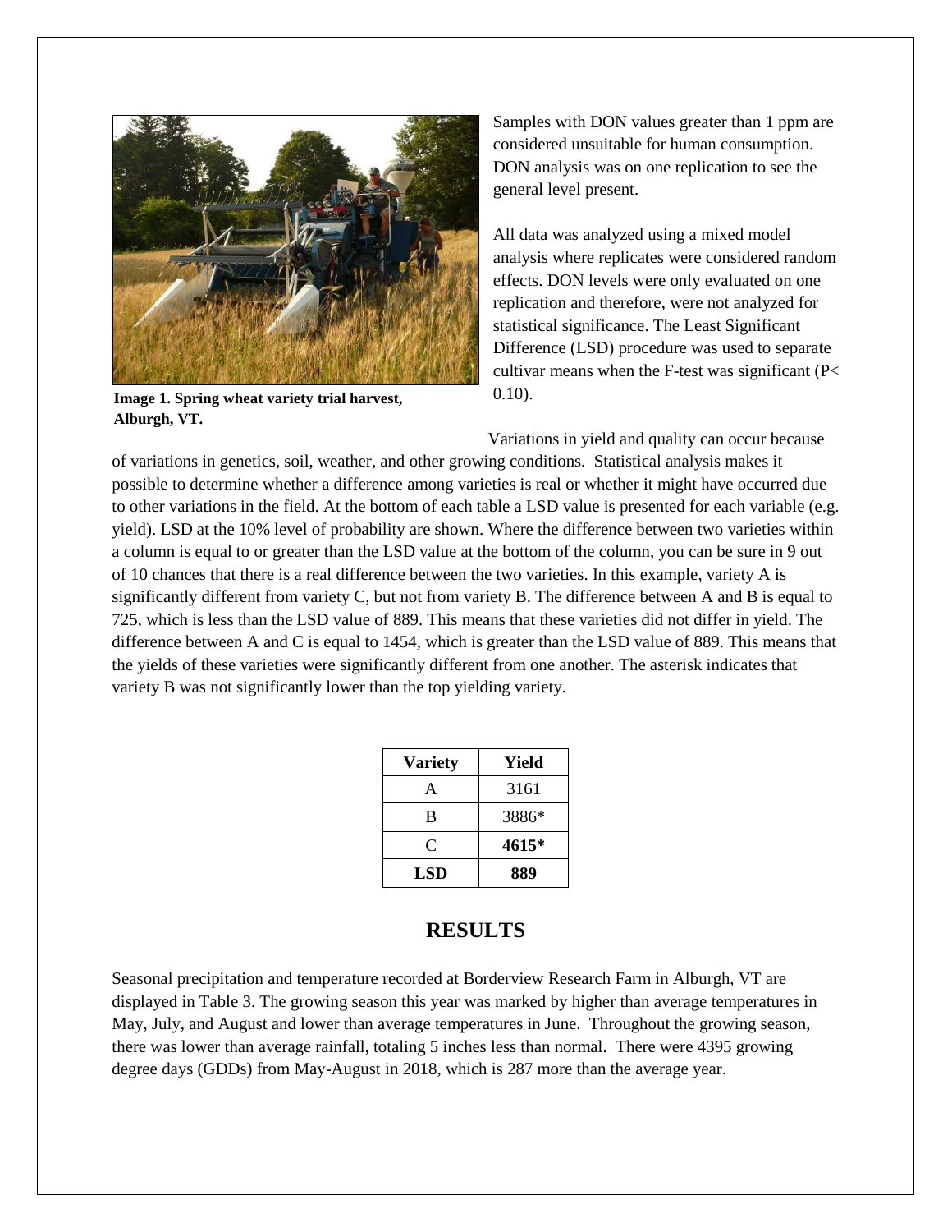Image 1. Spring wheat variety trial harvest, Alburgh, VT.

Samples with DON values greater than 1 ppm are considered unsuitable for human consumption. DON analysis was on one replication to see the general level present.

All data was analyzed using a mixed model analysis where replicates were considered random effects. DON levels were only evaluated on one replication and therefore, were not analyzed for statistical significance. The Least Significant Difference (LSD) procedure was used to separate cultivar means when the F-test was significant ($P < 0.10$).

Variations in yield and quality can occur because of variations in genetics, soil, weather, and other growing conditions. Statistical analysis makes it possible to determine whether a difference among varieties is real or whether it might have occurred due to other variations in the field. At the bottom of each table a LSD value is presented for each variable (e.g. yield). LSD at the 10% level of probability are shown. Where the difference between two varieties within a column is equal to or greater than the LSD value at the bottom of the column, you can be sure in 9 out of 10 chances that there is a real difference between the two varieties. In this example, variety A is significantly different from variety C, but not from variety B. The difference between A and B is equal to 725, which is less than the LSD value of 889. This means that these varieties did not differ in yield. The difference between A and C is equal to 1454, which is greater than the LSD value of 889. This means that the yields of these varieties were significantly different from one another. The asterisk indicates that variety B was not significantly lower than the top yielding variety.

| Variety | Yield |
|---|---|
| A | 3161 |
| B | 3886* |
| C | **4615*** |
| **LSD** | **889** |

## RESULTS

Seasonal precipitation and temperature recorded at Borderview Research Farm in Alburgh, VT are displayed in Table 3. The growing season this year was marked by higher than average temperatures in May, July, and August and lower than average temperatures in June. Throughout the growing season, there was lower than average rainfall, totaling 5 inches less than normal. There were 4395 growing degree days (GDDs) from May-August in 2018, which is 287 more than the average year.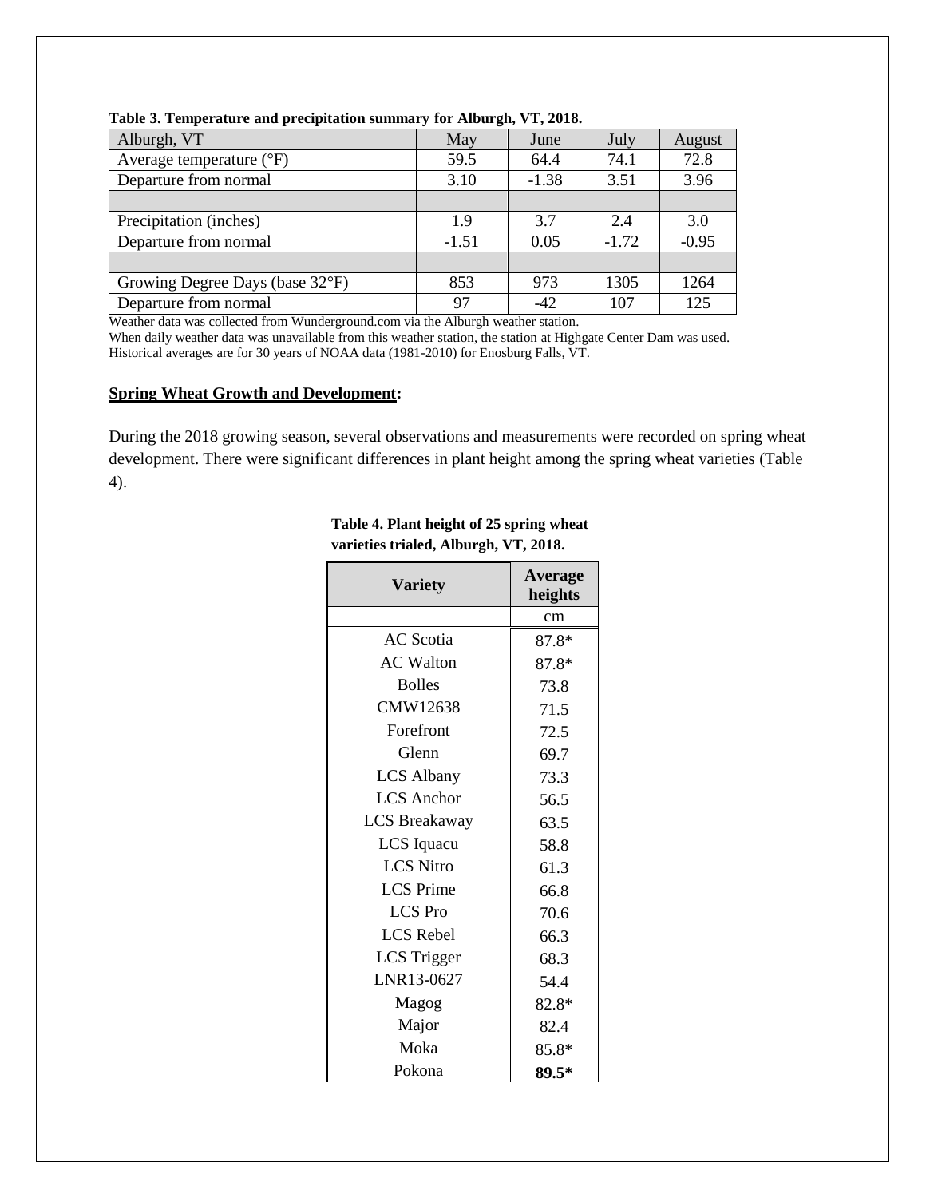**Table 3. Temperature and precipitation summary for Alburgh, VT, 2018.**

| Alburgh, VT | May | June | July | August |
|---|---|---|---|---|
| Average temperature (°F) | 59.5 | 64.4 | 74.1 | 72.8 |
| Departure from normal | 3.10 | -1.38 | 3.51 | 3.96 |
| | | | | |
| Precipitation (inches) | 1.9 | 3.7 | 2.4 | 3.0 |
| Departure from normal | -1.51 | 0.05 | -1.72 | -0.95 |
| | | | | |
| Growing Degree Days (base 32°F) | 853 | 973 | 1305 | 1264 |
| Departure from normal | 97 | -42 | 107 | 125 |

Weather data was collected from Wunderground.com via the Alburgh weather station.
When daily weather data was unavailable from this weather station, the station at Highgate Center Dam was used.
Historical averages are for 30 years of NOAA data (1981-2010) for Enosburg Falls, VT.

**Spring Wheat Growth and Development:**

During the 2018 growing season, several observations and measurements were recorded on spring wheat development. There were significant differences in plant height among the spring wheat varieties (Table 4).

**Table 4. Plant height of 25 spring wheat varieties trialed, Alburgh, VT, 2018.**

| Variety | Average heights |
|---|---|
| | cm |
| AC Scotia | 87.8* |
| AC Walton | 87.8* |
| Bolles | 73.8 |
| CMW12638 | 71.5 |
| Forefront | 72.5 |
| Glenn | 69.7 |
| LCS Albany | 73.3 |
| LCS Anchor | 56.5 |
| LCS Breakaway | 63.5 |
| LCS Iquacu | 58.8 |
| LCS Nitro | 61.3 |
| LCS Prime | 66.8 |
| LCS Pro | 70.6 |
| LCS Rebel | 66.3 |
| LCS Trigger | 68.3 |
| LNR13-0627 | 54.4 |
| Magog | 82.8* |
| Major | 82.4 |
| Moka | 85.8* |
| Pokona | **89.5*** |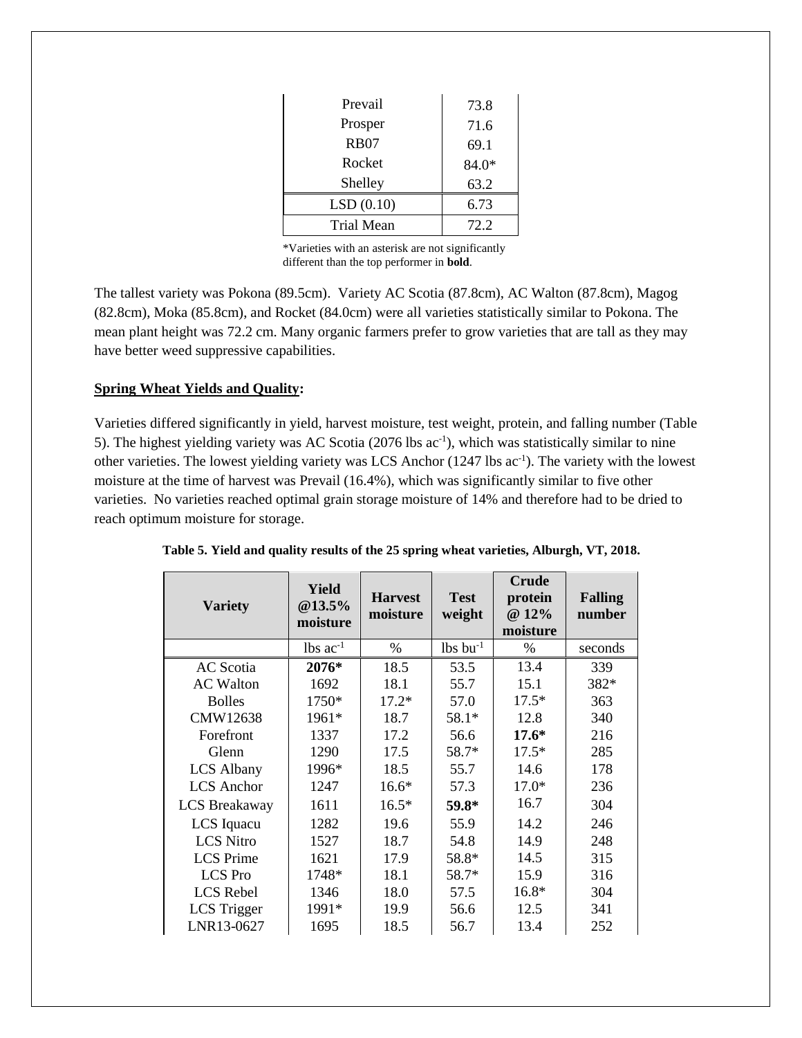| Prevail | 73.8 |
|---|---|
| Prosper | 71.6 |
| RB07 | 69.1 |
| Rocket | 84.0* |
| Shelley | 63.2 |
| LSD (0.10) | 6.73 |
| Trial Mean | 72.2 |

*Varieties with an asterisk are not significantly different than the top performer in **bold**.

The tallest variety was Pokona (89.5cm). Variety AC Scotia (87.8cm), AC Walton (87.8cm), Magog (82.8cm), Moka (85.8cm), and Rocket (84.0cm) were all varieties statistically similar to Pokona. The mean plant height was 72.2 cm. Many organic farmers prefer to grow varieties that are tall as they may have better weed suppressive capabilities.

**Spring Wheat Yields and Quality:**

Varieties differed significantly in yield, harvest moisture, test weight, protein, and falling number (Table 5). The highest yielding variety was AC Scotia (2076 lbs $ac^{-1}$), which was statistically similar to nine other varieties. The lowest yielding variety was LCS Anchor (1247 lbs $ac^{-1}$). The variety with the lowest moisture at the time of harvest was Prevail (16.4%), which was significantly similar to five other varieties. No varieties reached optimal grain storage moisture of 14% and therefore had to be dried to reach optimum moisture for storage.

**Table 5. Yield and quality results of the 25 spring wheat varieties, Alburgh, VT, 2018.**

| Variety | Yield @13.5% moisture | Harvest moisture | Test weight | Crude protein @ 12% moisture | Falling number |
|---|---|---|---|---|---|
| | lbs $ac^{-1}$ | % | lbs $bu^{-1}$ | % | seconds |
| AC Scotia | **2076*** | 18.5 | 53.5 | 13.4 | 339 |
| AC Walton | 1692 | 18.1 | 55.7 | 15.1 | 382* |
| Bolles | 1750* | 17.2* | 57.0 | 17.5* | 363 |
| CMW12638 | 1961* | 18.7 | 58.1* | 12.8 | 340 |
| Forefront | 1337 | 17.2 | 56.6 | **17.6*** | 216 |
| Glenn | 1290 | 17.5 | 58.7* | 17.5* | 285 |
| LCS Albany | 1996* | 18.5 | 55.7 | 14.6 | 178 |
| LCS Anchor | 1247 | 16.6* | 57.3 | 17.0* | 236 |
| LCS Breakaway | 1611 | 16.5* | **59.8*** | 16.7 | 304 |
| LCS Iquacu | 1282 | 19.6 | 55.9 | 14.2 | 246 |
| LCS Nitro | 1527 | 18.7 | 54.8 | 14.9 | 248 |
| LCS Prime | 1621 | 17.9 | 58.8* | 14.5 | 315 |
| LCS Pro | 1748* | 18.1 | 58.7* | 15.9 | 316 |
| LCS Rebel | 1346 | 18.0 | 57.5 | 16.8* | 304 |
| LCS Trigger | 1991* | 19.9 | 56.6 | 12.5 | 341 |
| LNR13-0627 | 1695 | 18.5 | 56.7 | 13.4 | 252 |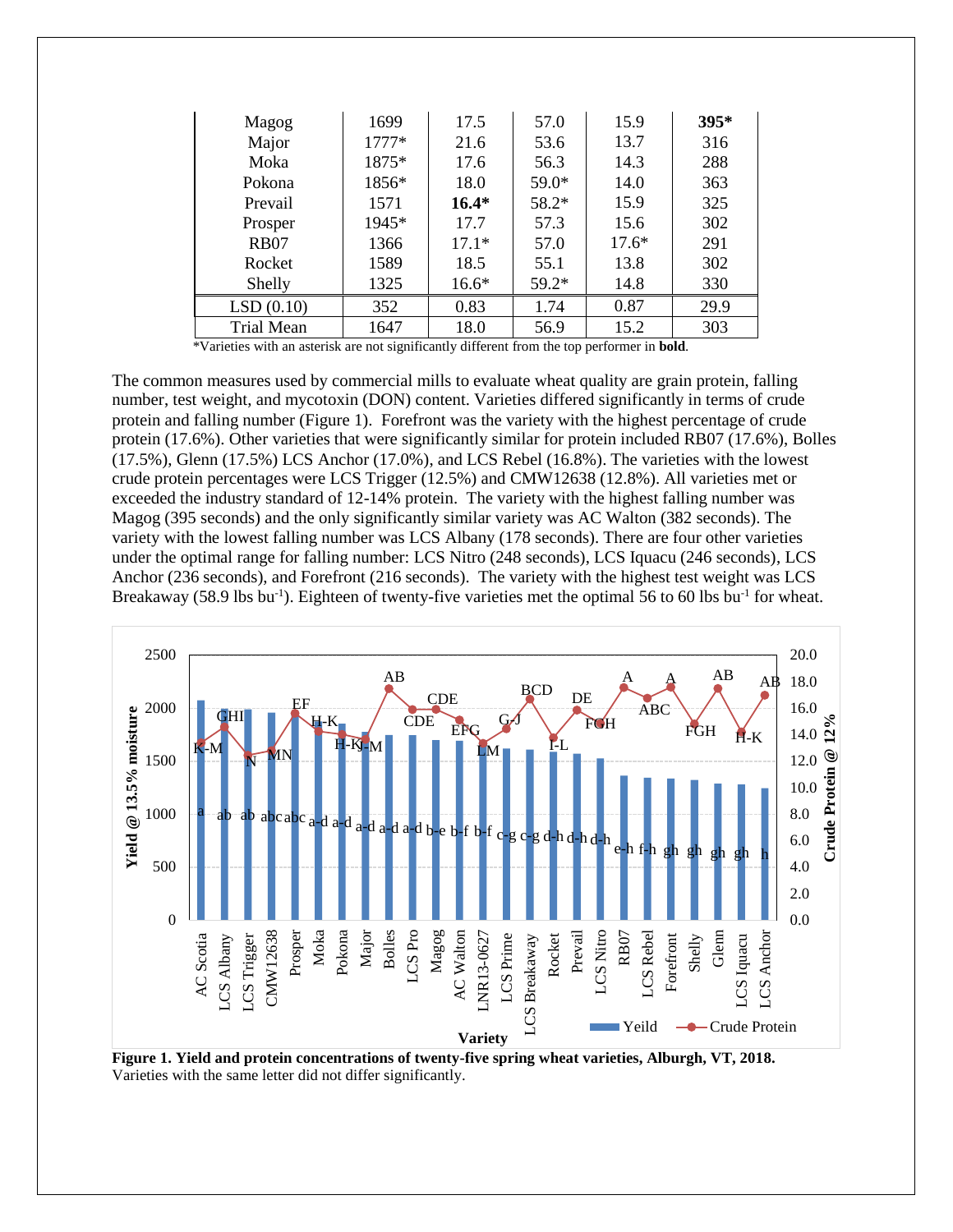| Magog | 1699 | 17.5 | 57.0 | 15.9 | **395*** |
|---|---|---|---|---|---|
| Major | 1777* | 21.6 | 53.6 | 13.7 | 316 |
| Moka | 1875* | 17.6 | 56.3 | 14.3 | 288 |
| Pokona | 1856* | 18.0 | 59.0* | 14.0 | 363 |
| Prevail | 1571 | **16.4*** | 58.2* | 15.9 | 325 |
| Prosper | 1945* | 17.7 | 57.3 | 15.6 | 302 |
| RB07 | 1366 | 17.1* | 57.0 | 17.6* | 291 |
| Rocket | 1589 | 18.5 | 55.1 | 13.8 | 302 |
| Shelly | 1325 | 16.6* | 59.2* | 14.8 | 330 |
| LSD (0.10) | 352 | 0.83 | 1.74 | 0.87 | 29.9 |
| Trial Mean | 1647 | 18.0 | 56.9 | 15.2 | 303 |

*Varieties with an asterisk are not significantly different from the top performer in **bold**.

The common measures used by commercial mills to evaluate wheat quality are grain protein, falling number, test weight, and mycotoxin (DON) content. Varieties differed significantly in terms of crude protein and falling number (Figure 1). Forefront was the variety with the highest percentage of crude protein (17.6%). Other varieties that were significantly similar for protein included RB07 (17.6%), Bolles (17.5%), Glenn (17.5%) LCS Anchor (17.0%), and LCS Rebel (16.8%). The varieties with the lowest crude protein percentages were LCS Trigger (12.5%) and CMW12638 (12.8%). All varieties met or exceeded the industry standard of 12-14% protein. The variety with the highest falling number was Magog (395 seconds) and the only significantly similar variety was AC Walton (382 seconds). The variety with the lowest falling number was LCS Albany (178 seconds). There are four other varieties under the optimal range for falling number: LCS Nitro (248 seconds), LCS Iquacu (246 seconds), LCS Anchor (236 seconds), and Forefront (216 seconds). The variety with the highest test weight was LCS Breakaway (58.9 lbs bu$^{-1}$). Eighteen of twenty-five varieties met the optimal 56 to 60 lbs bu$^{-1}$ for wheat.

**Figure 1. Yield and protein concentrations of twenty-five spring wheat varieties, Alburgh, VT, 2018.** Varieties with the same letter did not differ significantly.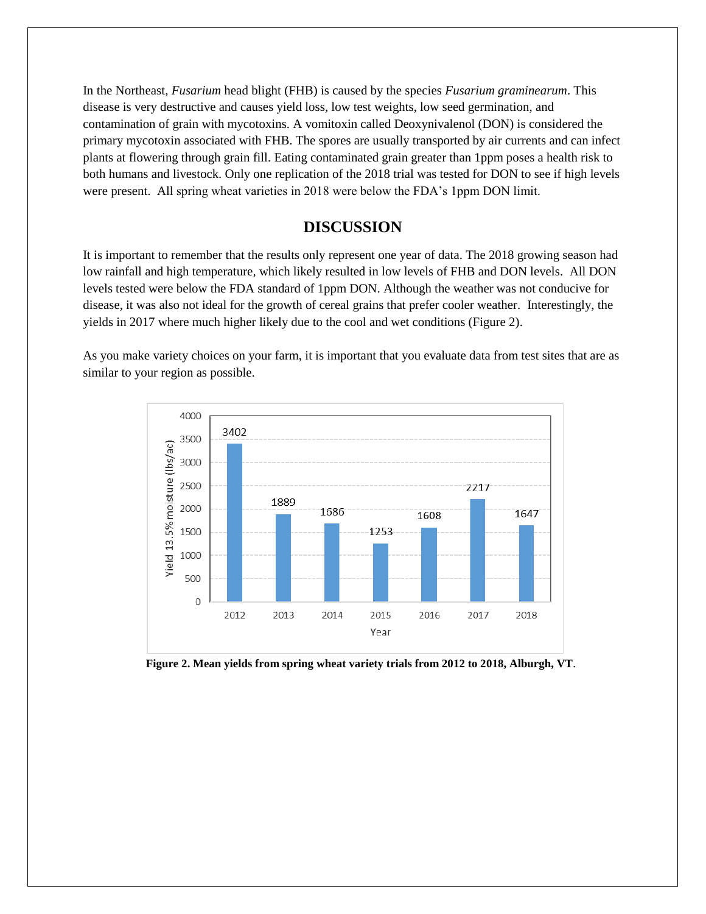In the Northeast, *Fusarium* head blight (FHB) is caused by the species *Fusarium graminearum*. This disease is very destructive and causes yield loss, low test weights, low seed germination, and contamination of grain with mycotoxins. A vomitoxin called Deoxynivalenol (DON) is considered the primary mycotoxin associated with FHB. The spores are usually transported by air currents and can infect plants at flowering through grain fill. Eating contaminated grain greater than 1ppm poses a health risk to both humans and livestock. Only one replication of the 2018 trial was tested for DON to see if high levels were present. All spring wheat varieties in 2018 were below the FDA's 1ppm DON limit.

## DISCUSSION

It is important to remember that the results only represent one year of data. The 2018 growing season had low rainfall and high temperature, which likely resulted in low levels of FHB and DON levels. All DON levels tested were below the FDA standard of 1ppm DON. Although the weather was not conducive for disease, it was also not ideal for the growth of cereal grains that prefer cooler weather. Interestingly, the yields in 2017 where much higher likely due to the cool and wet conditions (Figure 2).

As you make variety choices on your farm, it is important that you evaluate data from test sites that are as similar to your region as possible.

| Year | Yield 13.5% moisture (lbs/ac) |
|---|---|
| 2012 | 3402 |
| 2013 | 1889 |
| 2014 | 1686 |
| 2015 | 1253 |
| 2016 | 1608 |
| 2017 | 2217 |
| 2018 | 1647 |

**Figure 2. Mean yields from spring wheat variety trials from 2012 to 2018, Alburgh, VT**.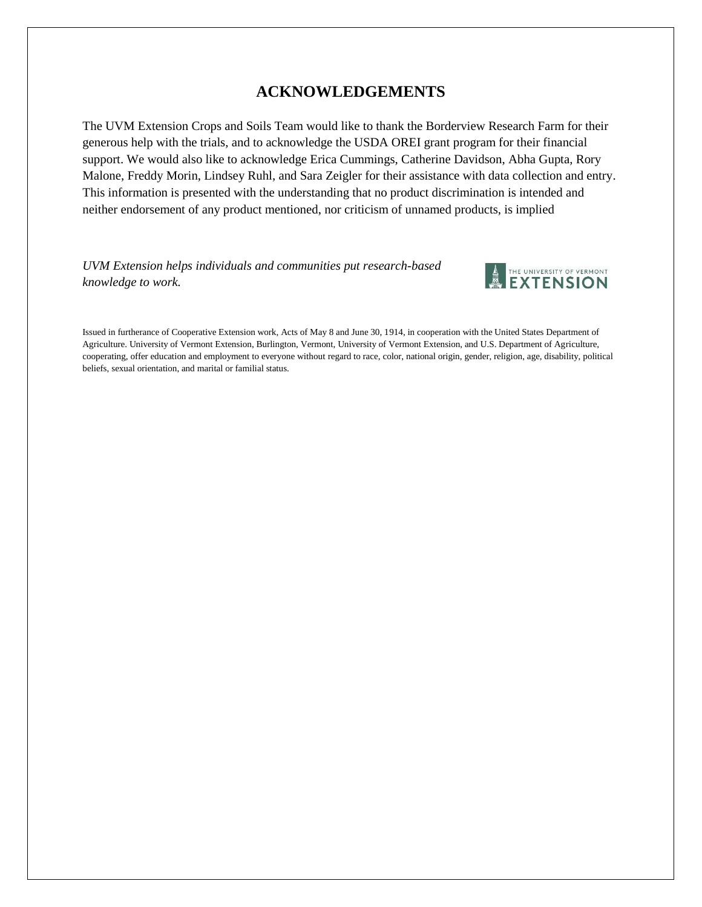# ACKNOWLEDGEMENTS

The UVM Extension Crops and Soils Team would like to thank the Borderview Research Farm for their generous help with the trials, and to acknowledge the USDA OREI grant program for their financial support. We would also like to acknowledge Erica Cummings, Catherine Davidson, Abha Gupta, Rory Malone, Freddy Morin, Lindsey Ruhl, and Sara Zeigler for their assistance with data collection and entry. This information is presented with the understanding that no product discrimination is intended and neither endorsement of any product mentioned, nor criticism of unnamed products, is implied

*UVM Extension helps individuals and communities put research-based knowledge to work.*

THE UNIVERSITY OF VERMONT EXTENSION

Issued in furtherance of Cooperative Extension work, Acts of May 8 and June 30, 1914, in cooperation with the United States Department of Agriculture. University of Vermont Extension, Burlington, Vermont, University of Vermont Extension, and U.S. Department of Agriculture, cooperating, offer education and employment to everyone without regard to race, color, national origin, gender, religion, age, disability, political beliefs, sexual orientation, and marital or familial status.